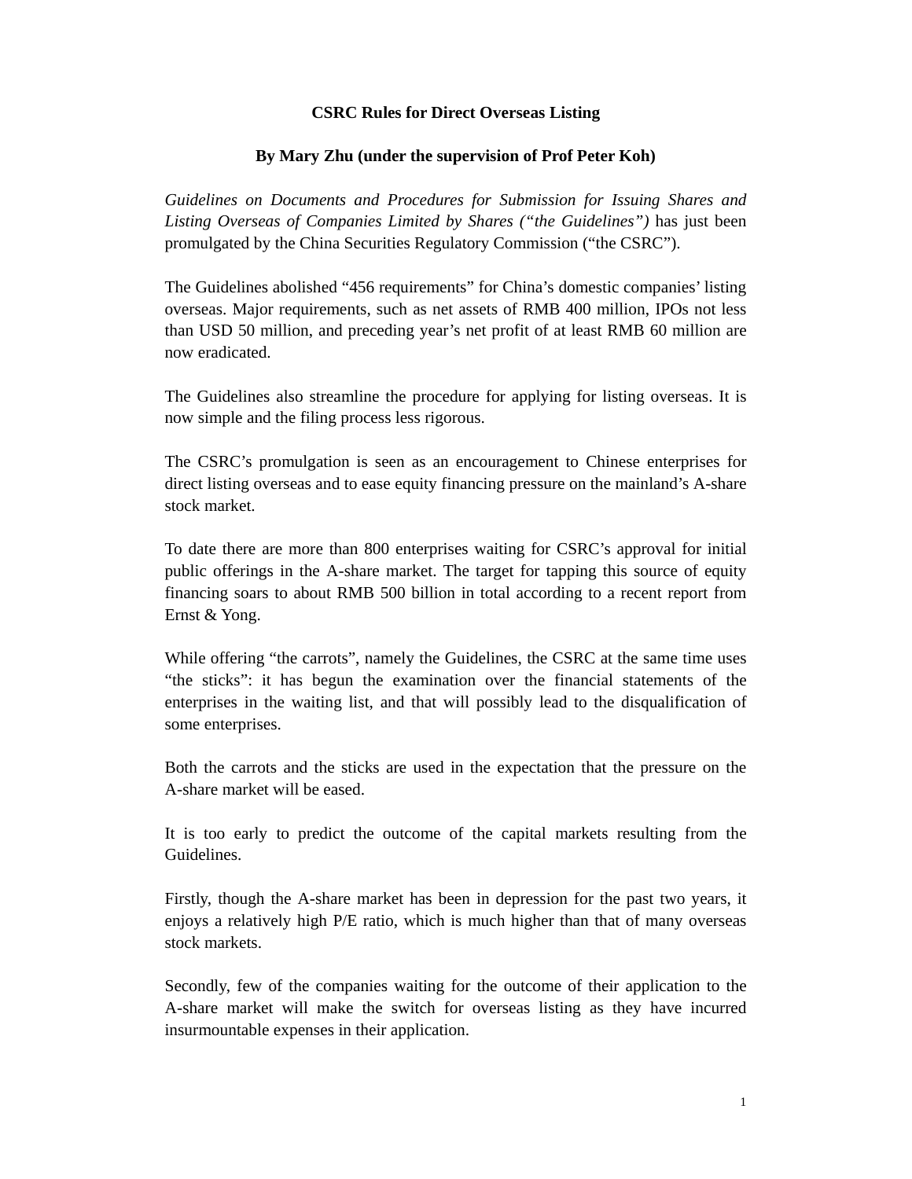# CSRC Rules for Direct Overseas Listing

**By Mary Zhu (under the supervision of Prof Peter Koh)**

*Guidelines on Documents and Procedures for Submission for Issuing Shares and Listing Overseas of Companies Limited by Shares ("the Guidelines")* has just been promulgated by the China Securities Regulatory Commission ("the CSRC").

The Guidelines abolished "456 requirements" for China's domestic companies' listing overseas. Major requirements, such as net assets of RMB 400 million, IPOs not less than USD 50 million, and preceding year's net profit of at least RMB 60 million are now eradicated.

The Guidelines also streamline the procedure for applying for listing overseas. It is now simple and the filing process less rigorous.

The CSRC's promulgation is seen as an encouragement to Chinese enterprises for direct listing overseas and to ease equity financing pressure on the mainland's A-share stock market.

To date there are more than 800 enterprises waiting for CSRC's approval for initial public offerings in the A-share market. The target for tapping this source of equity financing soars to about RMB 500 billion in total according to a recent report from Ernst & Yong.

While offering "the carrots", namely the Guidelines, the CSRC at the same time uses "the sticks": it has begun the examination over the financial statements of the enterprises in the waiting list, and that will possibly lead to the disqualification of some enterprises.

Both the carrots and the sticks are used in the expectation that the pressure on the A-share market will be eased.

It is too early to predict the outcome of the capital markets resulting from the Guidelines.

Firstly, though the A-share market has been in depression for the past two years, it enjoys a relatively high P/E ratio, which is much higher than that of many overseas stock markets.

Secondly, few of the companies waiting for the outcome of their application to the A-share market will make the switch for overseas listing as they have incurred insurmountable expenses in their application.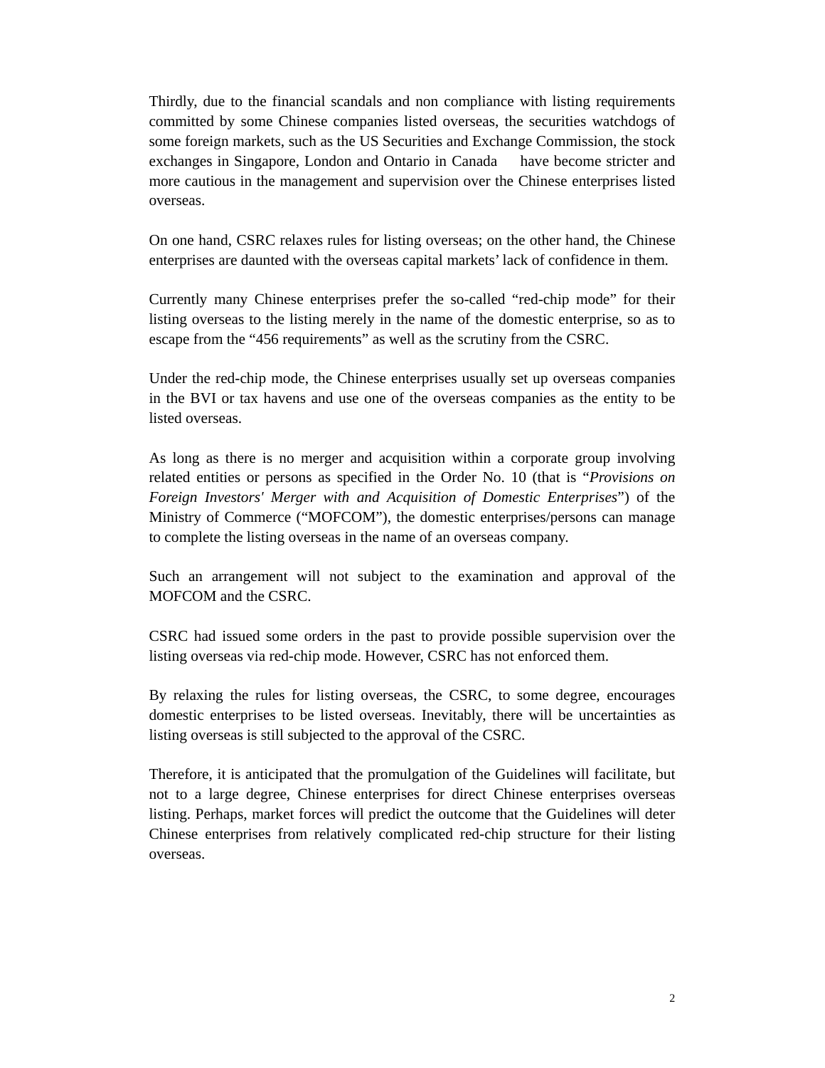Thirdly, due to the financial scandals and non compliance with listing requirements committed by some Chinese companies listed overseas, the securities watchdogs of some foreign markets, such as the US Securities and Exchange Commission, the stock exchanges in Singapore, London and Ontario in Canada have become stricter and more cautious in the management and supervision over the Chinese enterprises listed overseas.

On one hand, CSRC relaxes rules for listing overseas; on the other hand, the Chinese enterprises are daunted with the overseas capital markets' lack of confidence in them.

Currently many Chinese enterprises prefer the so-called "red-chip mode" for their listing overseas to the listing merely in the name of the domestic enterprise, so as to escape from the "456 requirements" as well as the scrutiny from the CSRC.

Under the red-chip mode, the Chinese enterprises usually set up overseas companies in the BVI or tax havens and use one of the overseas companies as the entity to be listed overseas.

As long as there is no merger and acquisition within a corporate group involving related entities or persons as specified in the Order No. 10 (that is "*Provisions on Foreign Investors' Merger with and Acquisition of Domestic Enterprises*") of the Ministry of Commerce ("MOFCOM"), the domestic enterprises/persons can manage to complete the listing overseas in the name of an overseas company.

Such an arrangement will not subject to the examination and approval of the MOFCOM and the CSRC.

CSRC had issued some orders in the past to provide possible supervision over the listing overseas via red-chip mode. However, CSRC has not enforced them.

By relaxing the rules for listing overseas, the CSRC, to some degree, encourages domestic enterprises to be listed overseas. Inevitably, there will be uncertainties as listing overseas is still subjected to the approval of the CSRC.

Therefore, it is anticipated that the promulgation of the Guidelines will facilitate, but not to a large degree, Chinese enterprises for direct Chinese enterprises overseas listing. Perhaps, market forces will predict the outcome that the Guidelines will deter Chinese enterprises from relatively complicated red-chip structure for their listing overseas.